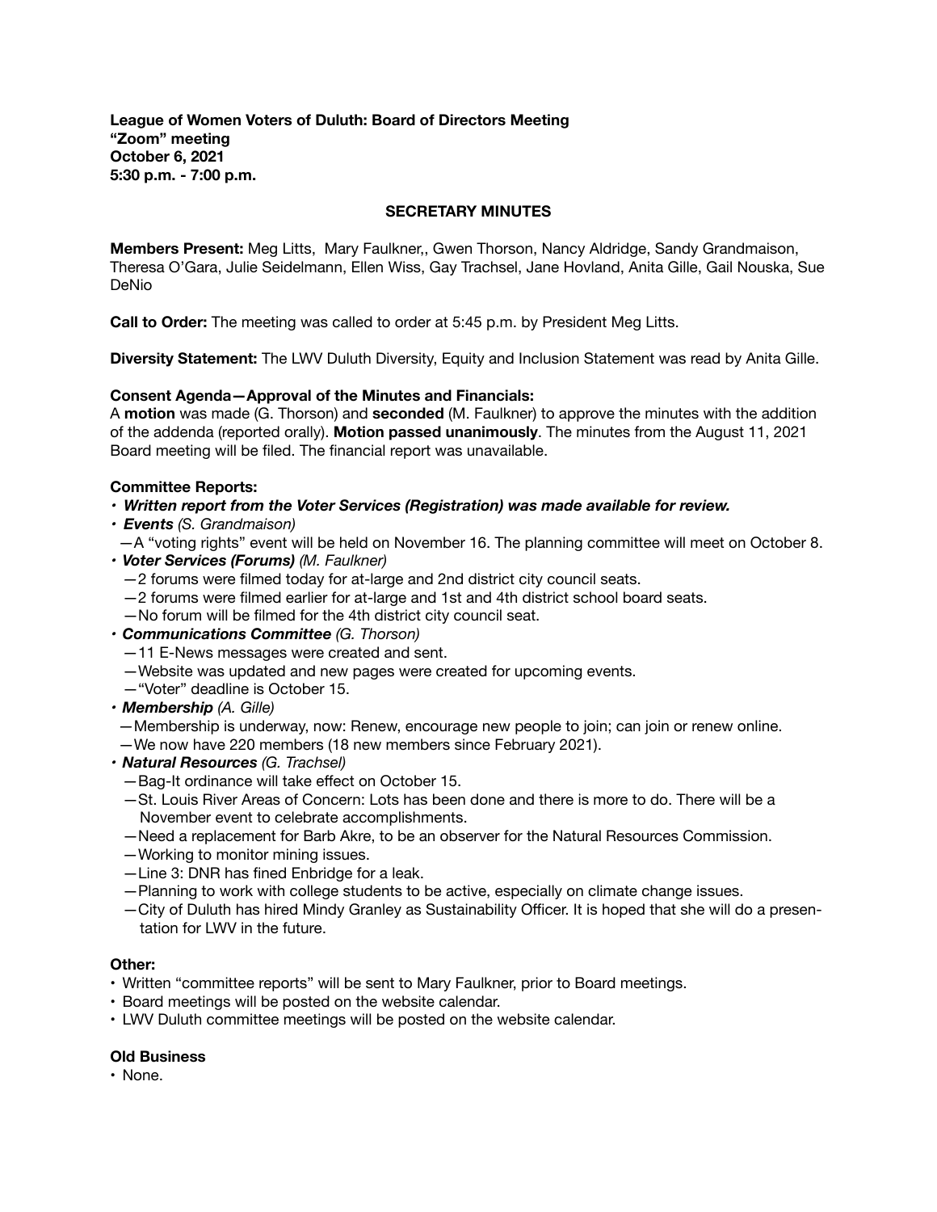**League of Women Voters of Duluth: Board of Directors Meeting**
**"Zoom" meeting**
**October 6, 2021**
**5:30 p.m. - 7:00 p.m.**

## SECRETARY MINUTES

**Members Present:** Meg Litts, Mary Faulkner,, Gwen Thorson, Nancy Aldridge, Sandy Grandmaison, Theresa O'Gara, Julie Seidelmann, Ellen Wiss, Gay Trachsel, Jane Hovland, Anita Gille, Gail Nouska, Sue DeNio

**Call to Order:** The meeting was called to order at 5:45 p.m. by President Meg Litts.

**Diversity Statement:** The LWV Duluth Diversity, Equity and Inclusion Statement was read by Anita Gille.

**Consent Agenda—Approval of the Minutes and Financials:**
A **motion** was made (G. Thorson) and **seconded** (M. Faulkner) to approve the minutes with the addition of the addenda (reported orally). **Motion passed unanimously**. The minutes from the August 11, 2021 Board meeting will be filed. The financial report was unavailable.

**Committee Reports:**

- ***Written report from the Voter Services (Registration) was made available for review.***
- ***Events*** *(S. Grandmaison)*
  —A "voting rights" event will be held on November 16. The planning committee will meet on October 8.
- ***Voter Services (Forums)*** *(M. Faulkner)*
  —2 forums were filmed today for at-large and 2nd district city council seats.
  —2 forums were filmed earlier for at-large and 1st and 4th district school board seats.
  —No forum will be filmed for the 4th district city council seat.
- ***Communications Committee*** *(G. Thorson)*
  —11 E-News messages were created and sent.
  —Website was updated and new pages were created for upcoming events.
  —"Voter" deadline is October 15.
- ***Membership*** *(A. Gille)*
  —Membership is underway, now: Renew, encourage new people to join; can join or renew online.
  —We now have 220 members (18 new members since February 2021).
- ***Natural Resources*** *(G. Trachsel)*
  —Bag-It ordinance will take effect on October 15.
  —St. Louis River Areas of Concern: Lots has been done and there is more to do. There will be a November event to celebrate accomplishments.
  —Need a replacement for Barb Akre, to be an observer for the Natural Resources Commission.
  —Working to monitor mining issues.
  —Line 3: DNR has fined Enbridge for a leak.
  —Planning to work with college students to be active, especially on climate change issues.
  —City of Duluth has hired Mindy Granley as Sustainability Officer. It is hoped that she will do a presentation for LWV in the future.

**Other:**

- Written "committee reports" will be sent to Mary Faulkner, prior to Board meetings.
- Board meetings will be posted on the website calendar.
- LWV Duluth committee meetings will be posted on the website calendar.

**Old Business**

- None.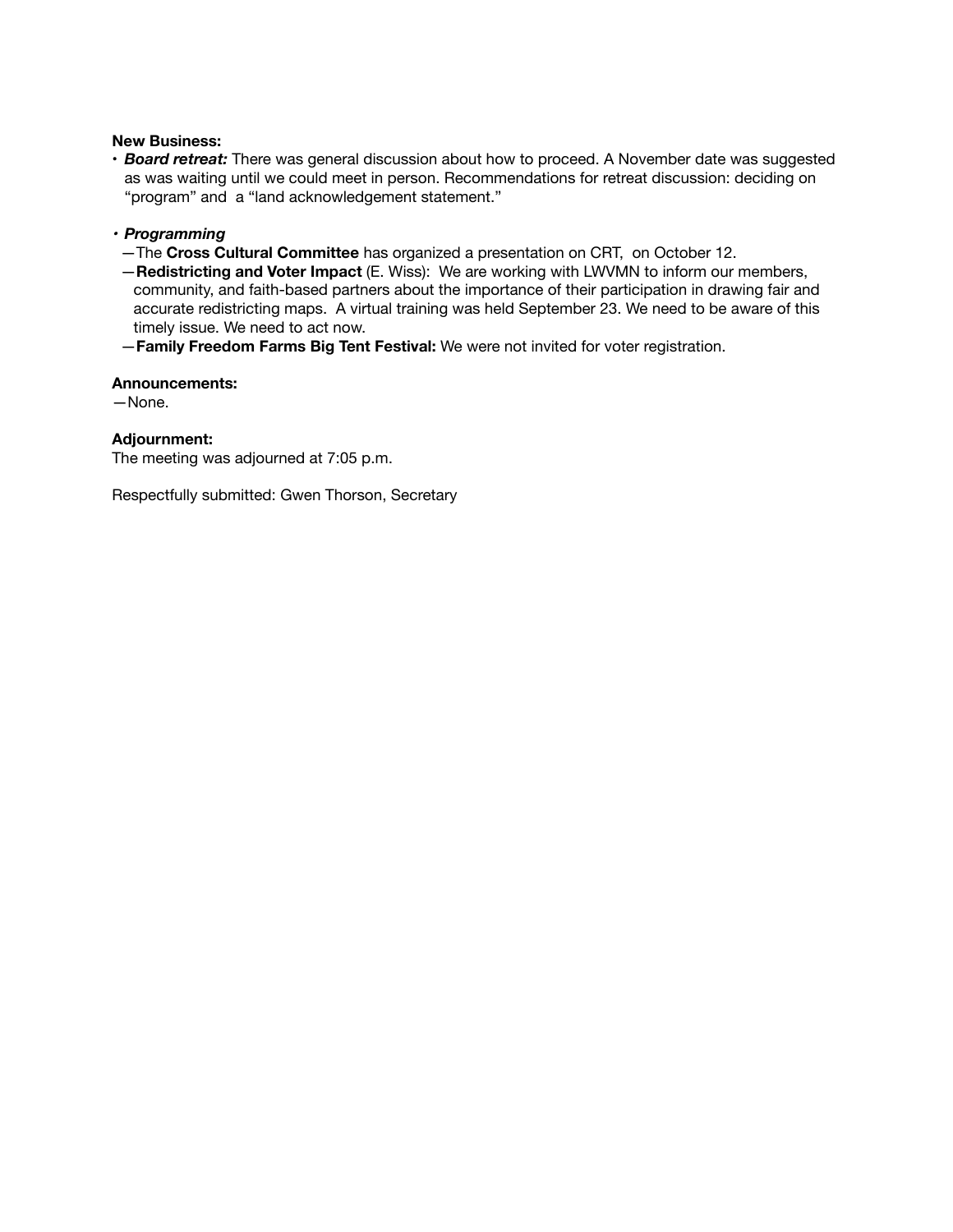**New Business:**

- ***Board retreat:*** There was general discussion about how to proceed. A November date was suggested as was waiting until we could meet in person. Recommendations for retreat discussion: deciding on "program" and a "land acknowledgement statement."

- ***Programming***
  - —The **Cross Cultural Committee** has organized a presentation on CRT, on October 12.
  - —**Redistricting and Voter Impact** (E. Wiss): We are working with LWVMN to inform our members, community, and faith-based partners about the importance of their participation in drawing fair and accurate redistricting maps. A virtual training was held September 23. We need to be aware of this timely issue. We need to act now.
  - —**Family Freedom Farms Big Tent Festival:** We were not invited for voter registration.

**Announcements:**

—None.

**Adjournment:**

The meeting was adjourned at 7:05 p.m.

Respectfully submitted: Gwen Thorson, Secretary